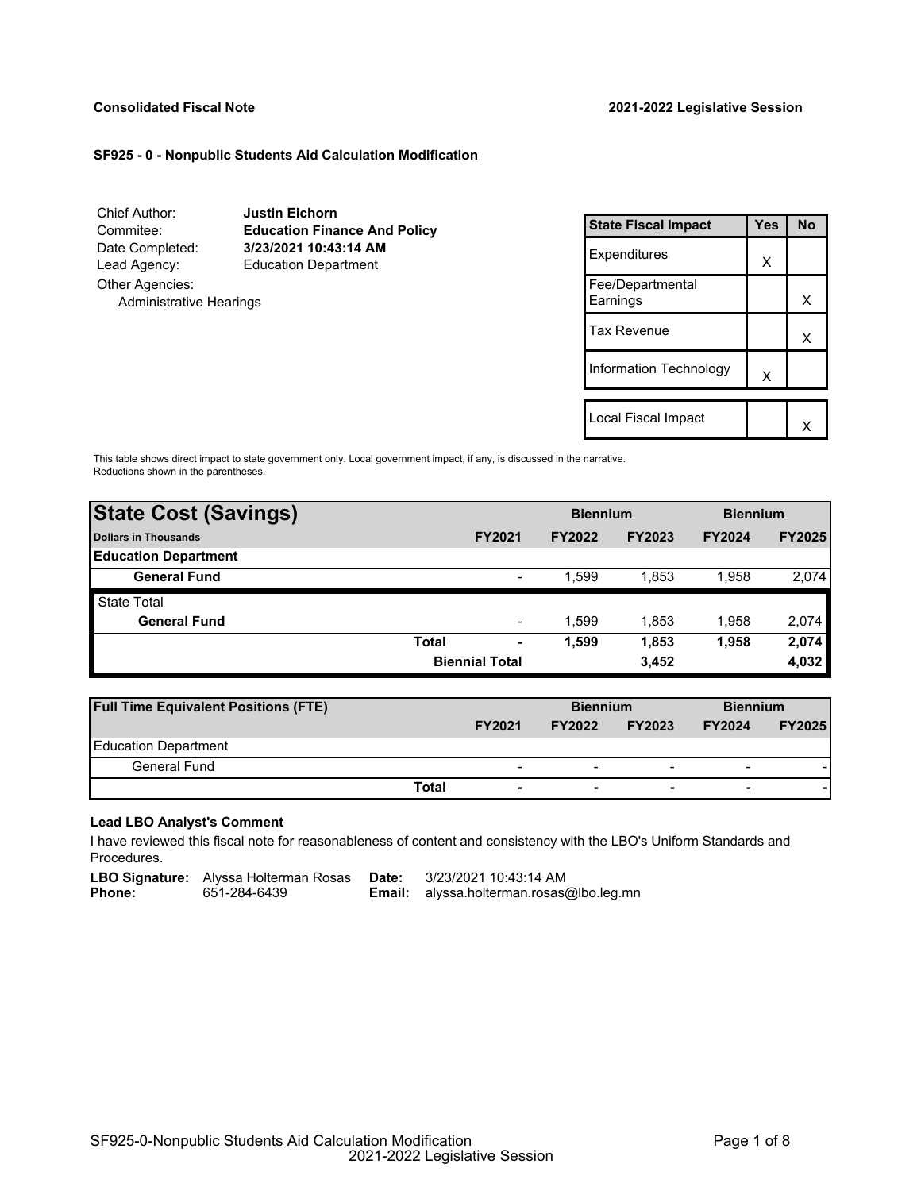**Consolidated Fiscal Note** **2021-2022 Legislative Session**

**SF925 - 0 - Nonpublic Students Aid Calculation Modification**

| | |
|---|---|
| Chief Author: | **Justin Eichorn** |
| Commitee: | **Education Finance And Policy** |
| Date Completed: | **3/23/2021 10:43:14 AM** |
| Lead Agency: | Education Department |
| Other Agencies: | |
| Administrative Hearings | |

| State Fiscal Impact | Yes | No |
|---|---|---|
| Expenditures | X | |
| Fee/Departmental Earnings | | X |
| Tax Revenue | | X |
| Information Technology | X | |
| Local Fiscal Impact | | X |

This table shows direct impact to state government only. Local government impact, if any, is discussed in the narrative. Reductions shown in the parentheses.

| **State Cost (Savings)** | | | **Biennium** | | **Biennium** | |
|---|---|---|---|---|---|---|
| **Dollars in Thousands** | | **FY2021** | **FY2022** | **FY2023** | **FY2024** | **FY2025** |
| **Education Department** | | | | | | |
| **General Fund** | | - | 1,599 | 1,853 | 1,958 | 2,074 |
| State Total | | | | | | |
| **General Fund** | | - | 1,599 | 1,853 | 1,958 | 2,074 |
| | **Total** | **-** | **1,599** | **1,853** | **1,958** | **2,074** |
| | | **Biennial Total** | | **3,452** | | **4,032** |

| **Full Time Equivalent Positions (FTE)** | | | **Biennium** | | **Biennium** | |
|---|---|---|---|---|---|---|
| | | **FY2021** | **FY2022** | **FY2023** | **FY2024** | **FY2025** |
| Education Department | | | | | | |
| General Fund | | - | - | - | - | - |
| | **Total** | **-** | **-** | **-** | **-** | **-** |

**Lead LBO Analyst's Comment**

I have reviewed this fiscal note for reasonableness of content and consistency with the LBO's Uniform Standards and Procedures.

**LBO Signature:** Alyssa Holterman Rosas **Date:** 3/23/2021 10:43:14 AM
**Phone:** 651-284-6439 **Email:** alyssa.holterman.rosas@lbo.leg.mn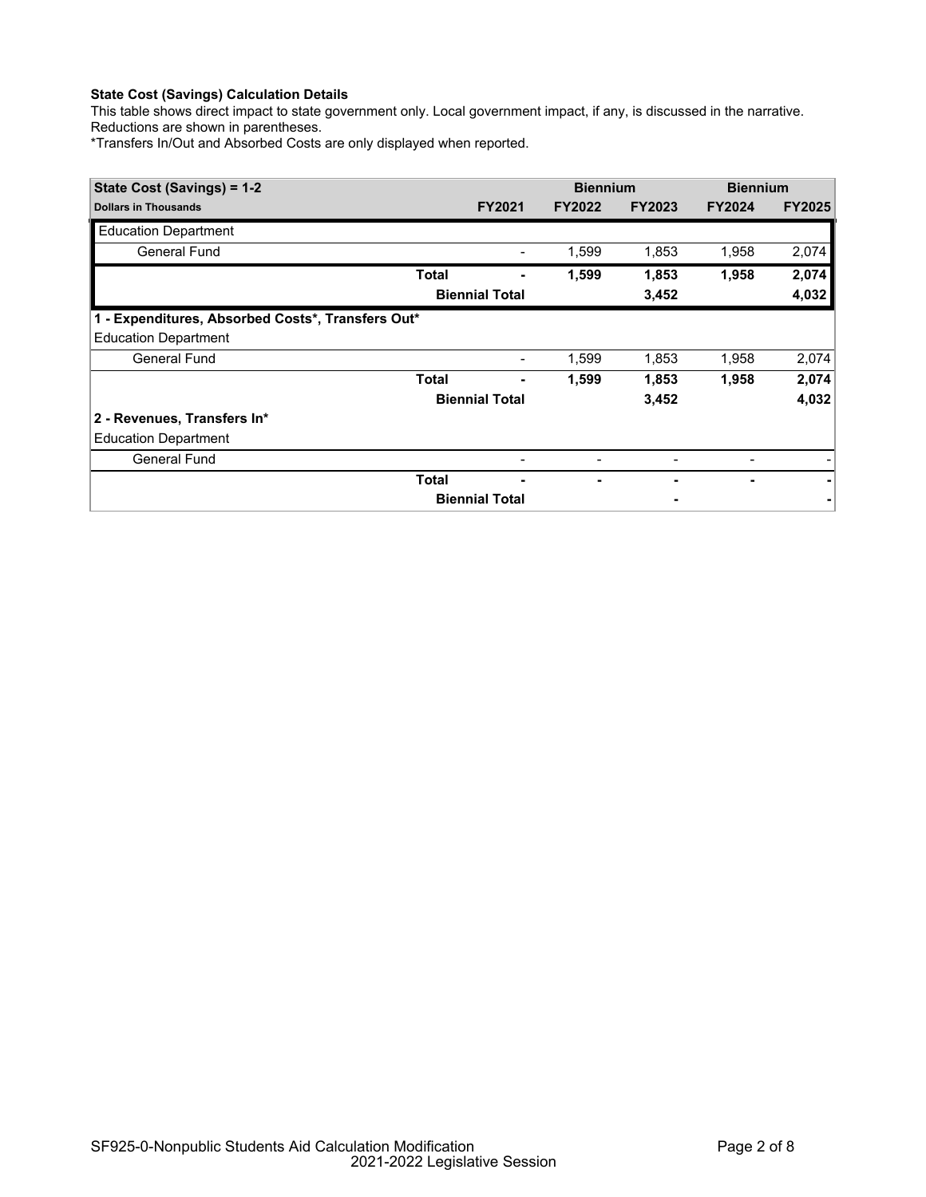**State Cost (Savings) Calculation Details**

This table shows direct impact to state government only. Local government impact, if any, is discussed in the narrative. Reductions are shown in parentheses.

*Transfers In/Out and Absorbed Costs are only displayed when reported.

| State Cost (Savings) = 1-2 | | | Biennium | | Biennium | |
|---|---|---|---|---|---|---|
| **Dollars in Thousands** | | **FY2021** | **FY2022** | **FY2023** | **FY2024** | **FY2025** |
| Education Department | | | | | | |
| General Fund | | - | 1,599 | 1,853 | 1,958 | 2,074 |
| | **Total** | **-** | **1,599** | **1,853** | **1,958** | **2,074** |
| | **Biennial Total** | | | **3,452** | | **4,032** |
| **1 - Expenditures, Absorbed Costs*, Transfers Out*** | | | | | | |
| Education Department | | | | | | |
| General Fund | | - | 1,599 | 1,853 | 1,958 | 2,074 |
| | **Total** | **-** | **1,599** | **1,853** | **1,958** | **2,074** |
| | **Biennial Total** | | | **3,452** | | **4,032** |
| **2 - Revenues, Transfers In*** | | | | | | |
| Education Department | | | | | | |
| General Fund | | - | - | - | - | - |
| | **Total** | **-** | **-** | **-** | **-** | **-** |
| | **Biennial Total** | | | **-** | | **-** |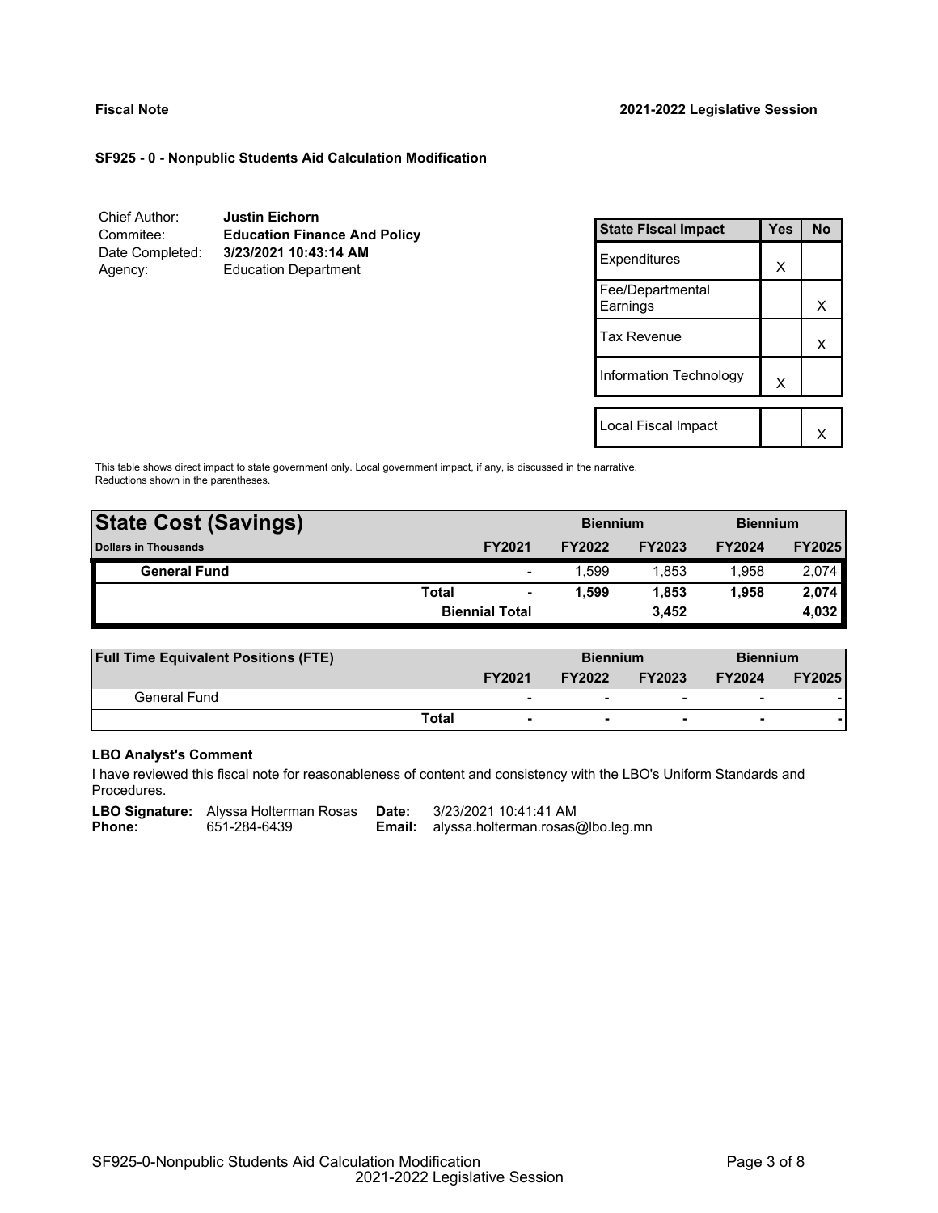**Fiscal Note** **2021-2022 Legislative Session**

**SF925 - 0 - Nonpublic Students Aid Calculation Modification**

| | |
|---|---|
| Chief Author: | **Justin Eichorn** |
| Commitee: | **Education Finance And Policy** |
| Date Completed: | **3/23/2021 10:43:14 AM** |
| Agency: | Education Department |

| State Fiscal Impact | Yes | No |
|---|---|---|
| Expenditures | X | |
| Fee/Departmental Earnings | | X |
| Tax Revenue | | X |
| Information Technology | X | |
| Local Fiscal Impact | | X |

This table shows direct impact to state government only. Local government impact, if any, is discussed in the narrative.
Reductions shown in the parentheses.

| **State Cost (Savings)** | | | Biennium | | Biennium | |
|---|---|---|---|---|---|---|
| **Dollars in Thousands** | | **FY2021** | **FY2022** | **FY2023** | **FY2024** | **FY2025** |
| **General Fund** | | - | 1,599 | 1,853 | 1,958 | 2,074 |
| | **Total** | **-** | **1,599** | **1,853** | **1,958** | **2,074** |
| | | **Biennial Total** | | **3,452** | | **4,032** |

| **Full Time Equivalent Positions (FTE)** | | | Biennium | | Biennium | |
|---|---|---|---|---|---|---|
| | | **FY2021** | **FY2022** | **FY2023** | **FY2024** | **FY2025** |
| General Fund | | - | - | - | - | - |
| | **Total** | **-** | **-** | **-** | **-** | **-** |

**LBO Analyst's Comment**

I have reviewed this fiscal note for reasonableness of content and consistency with the LBO's Uniform Standards and Procedures.

**LBO Signature:** Alyssa Holterman Rosas **Date:** 3/23/2021 10:41:41 AM
**Phone:** 651-284-6439 **Email:** alyssa.holterman.rosas@lbo.leg.mn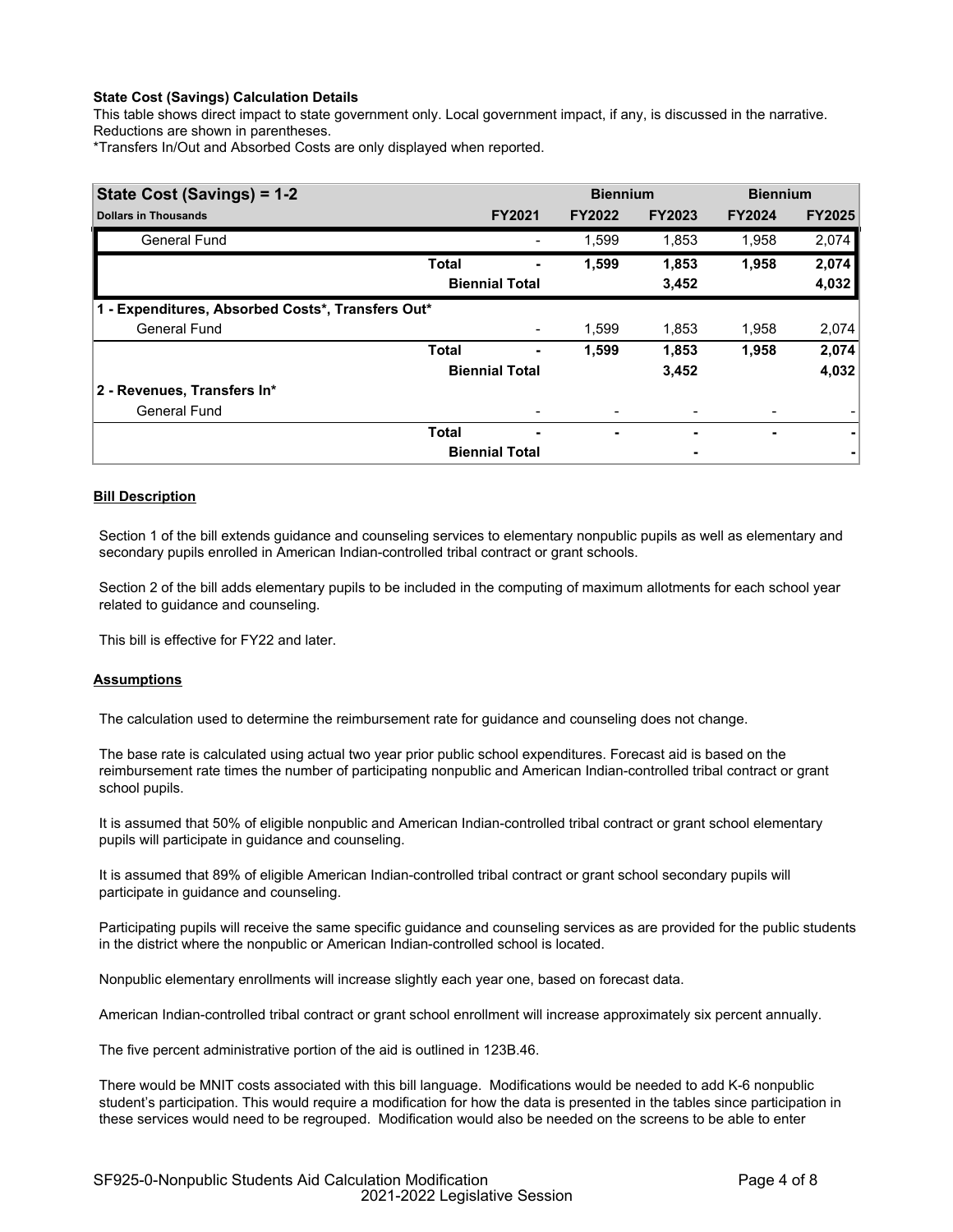**State Cost (Savings) Calculation Details**

This table shows direct impact to state government only. Local government impact, if any, is discussed in the narrative. Reductions are shown in parentheses.

*Transfers In/Out and Absorbed Costs are only displayed when reported.

| State Cost (Savings) = 1-2 | | | Biennium | | Biennium | |
|---|---|---|---|---|---|---|
| **Dollars in Thousands** | | **FY2021** | **FY2022** | **FY2023** | **FY2024** | **FY2025** |
| General Fund | | - | 1,599 | 1,853 | 1,958 | 2,074 |
| | **Total** | **-** | **1,599** | **1,853** | **1,958** | **2,074** |
| | **Biennial Total** | | | **3,452** | | **4,032** |
| **1 - Expenditures, Absorbed Costs*, Transfers Out*** | | | | | | |
| General Fund | | - | 1,599 | 1,853 | 1,958 | 2,074 |
| | **Total** | **-** | **1,599** | **1,853** | **1,958** | **2,074** |
| | **Biennial Total** | | | **3,452** | | **4,032** |
| **2 - Revenues, Transfers In*** | | | | | | |
| General Fund | | - | - | - | - | - |
| | **Total** | **-** | **-** | **-** | **-** | **-** |
| | **Biennial Total** | | | **-** | | **-** |

**Bill Description**

Section 1 of the bill extends guidance and counseling services to elementary nonpublic pupils as well as elementary and secondary pupils enrolled in American Indian-controlled tribal contract or grant schools.

Section 2 of the bill adds elementary pupils to be included in the computing of maximum allotments for each school year related to guidance and counseling.

This bill is effective for FY22 and later.

**Assumptions**

The calculation used to determine the reimbursement rate for guidance and counseling does not change.

The base rate is calculated using actual two year prior public school expenditures. Forecast aid is based on the reimbursement rate times the number of participating nonpublic and American Indian-controlled tribal contract or grant school pupils.

It is assumed that 50% of eligible nonpublic and American Indian-controlled tribal contract or grant school elementary pupils will participate in guidance and counseling.

It is assumed that 89% of eligible American Indian-controlled tribal contract or grant school secondary pupils will participate in guidance and counseling.

Participating pupils will receive the same specific guidance and counseling services as are provided for the public students in the district where the nonpublic or American Indian-controlled school is located.

Nonpublic elementary enrollments will increase slightly each year one, based on forecast data.

American Indian-controlled tribal contract or grant school enrollment will increase approximately six percent annually.

The five percent administrative portion of the aid is outlined in 123B.46.

There would be MNIT costs associated with this bill language. Modifications would be needed to add K-6 nonpublic student's participation. This would require a modification for how the data is presented in the tables since participation in these services would need to be regrouped. Modification would also be needed on the screens to be able to enter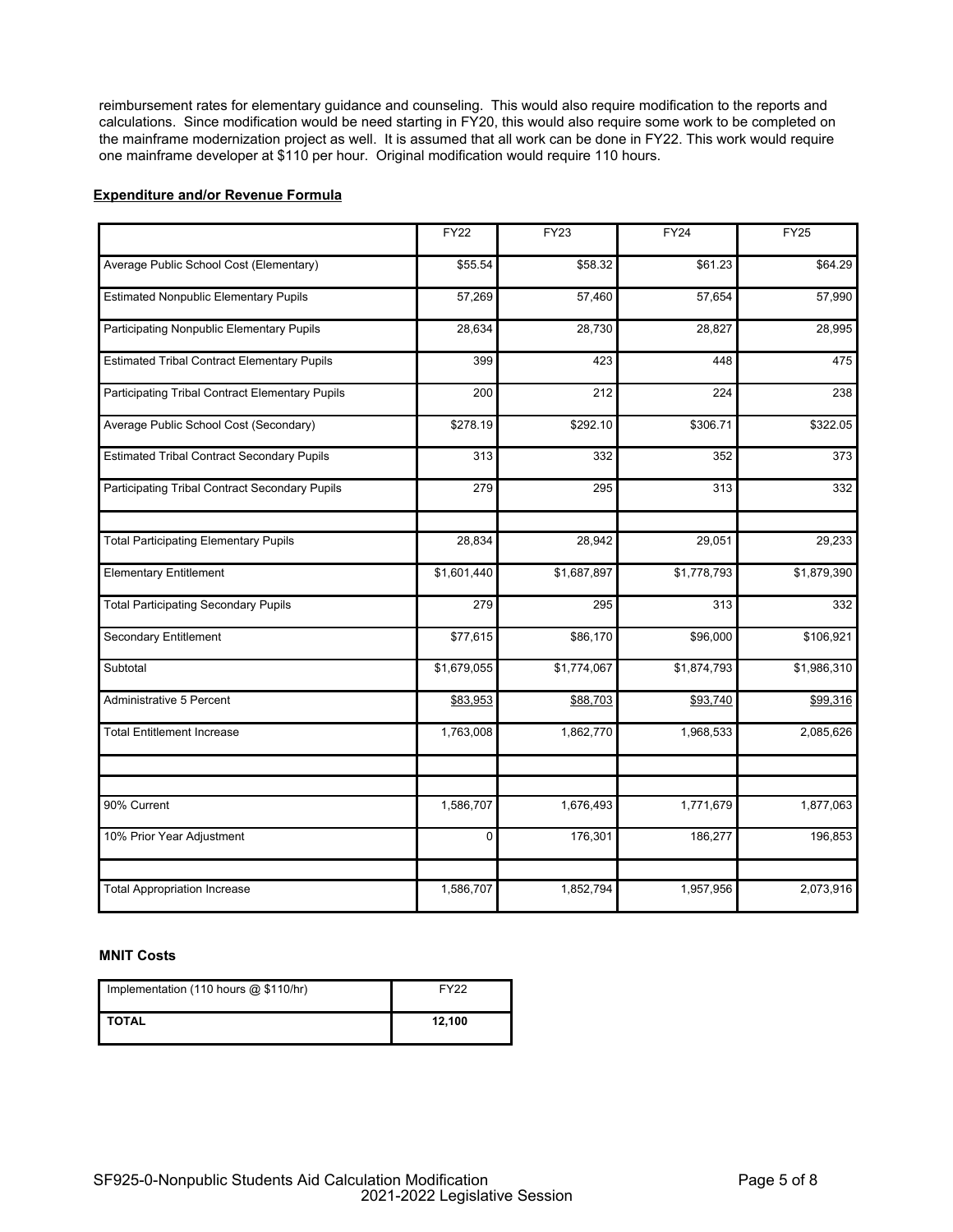reimbursement rates for elementary guidance and counseling. This would also require modification to the reports and calculations. Since modification would be need starting in FY20, this would also require some work to be completed on the mainframe modernization project as well. It is assumed that all work can be done in FY22. This work would require one mainframe developer at $110 per hour. Original modification would require 110 hours.

**Expenditure and/or Revenue Formula**

| | FY22 | FY23 | FY24 | FY25 |
|---|---|---|---|---|
| Average Public School Cost (Elementary) | $55.54 | $58.32 | $61.23 | $64.29 |
| Estimated Nonpublic Elementary Pupils | 57,269 | 57,460 | 57,654 | 57,990 |
| Participating Nonpublic Elementary Pupils | 28,634 | 28,730 | 28,827 | 28,995 |
| Estimated Tribal Contract Elementary Pupils | 399 | 423 | 448 | 475 |
| Participating Tribal Contract Elementary Pupils | 200 | 212 | 224 | 238 |
| Average Public School Cost (Secondary) | $278.19 | $292.10 | $306.71 | $322.05 |
| Estimated Tribal Contract Secondary Pupils | 313 | 332 | 352 | 373 |
| Participating Tribal Contract Secondary Pupils | 279 | 295 | 313 | 332 |
| | | | | |
| Total Participating Elementary Pupils | 28,834 | 28,942 | 29,051 | 29,233 |
| Elementary Entitlement | $1,601,440 | $1,687,897 | $1,778,793 | $1,879,390 |
| Total Participating Secondary Pupils | 279 | 295 | 313 | 332 |
| Secondary Entitlement | $77,615 | $86,170 | $96,000 | $106,921 |
| Subtotal | $1,679,055 | $1,774,067 | $1,874,793 | $1,986,310 |
| Administrative 5 Percent | $83,953 | $88,703 | $93,740 | $99,316 |
| Total Entitlement Increase | 1,763,008 | 1,862,770 | 1,968,533 | 2,085,626 |
| | | | | |
| | | | | |
| 90% Current | 1,586,707 | 1,676,493 | 1,771,679 | 1,877,063 |
| 10% Prior Year Adjustment | 0 | 176,301 | 186,277 | 196,853 |
| | | | | |
| Total Appropriation Increase | 1,586,707 | 1,852,794 | 1,957,956 | 2,073,916 |

**MNIT Costs**

| Implementation (110 hours @ $110/hr) | FY22 |
|---|---|
| **TOTAL** | **12,100** |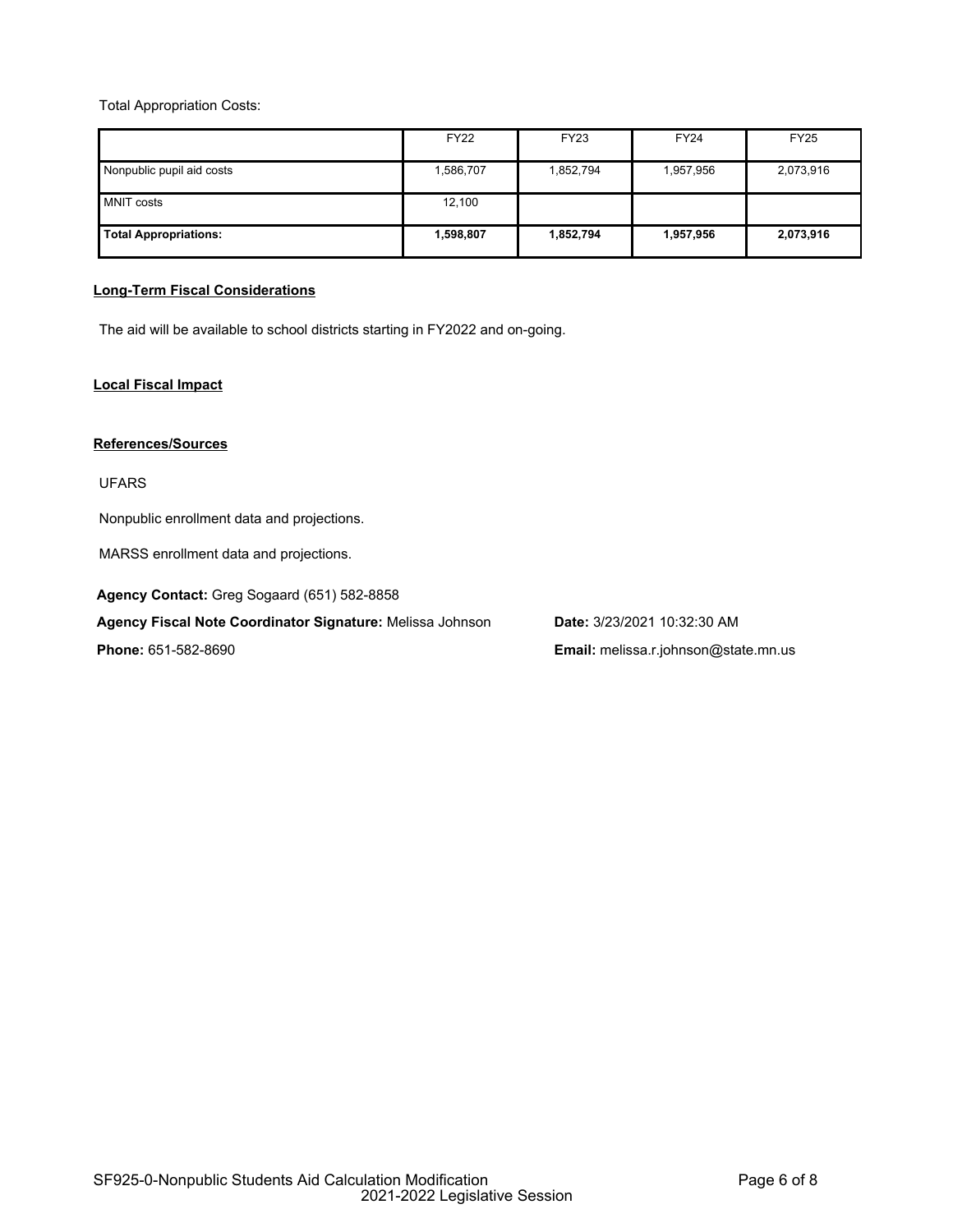Total Appropriation Costs:

| | FY22 | FY23 | FY24 | FY25 |
|---|---|---|---|---|
| Nonpublic pupil aid costs | 1,586,707 | 1,852,794 | 1,957,956 | 2,073,916 |
| MNIT costs | 12,100 | | | |
| **Total Appropriations:** | **1,598,807** | **1,852,794** | **1,957,956** | **2,073,916** |

## Long-Term Fiscal Considerations

The aid will be available to school districts starting in FY2022 and on-going.

## Local Fiscal Impact

## References/Sources

UFARS

Nonpublic enrollment data and projections.

MARSS enrollment data and projections.

**Agency Contact:** Greg Sogaard (651) 582-8858

**Agency Fiscal Note Coordinator Signature:** Melissa Johnson

**Date:** 3/23/2021 10:32:30 AM

**Phone:** 651-582-8690

**Email:** melissa.r.johnson@state.mn.us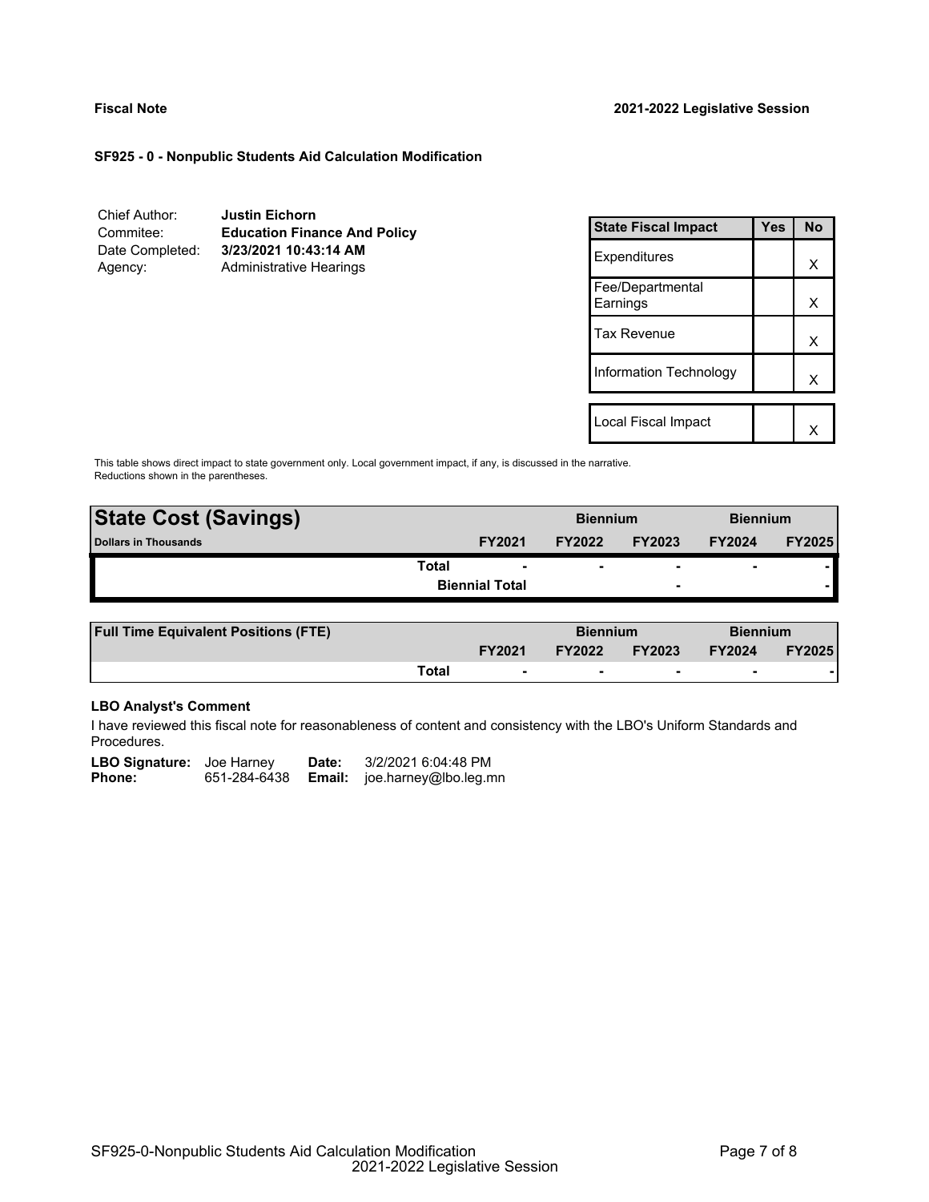**Fiscal Note** **2021-2022 Legislative Session**

**SF925 - 0 - Nonpublic Students Aid Calculation Modification**

| | |
|---|---|
| Chief Author: | **Justin Eichorn** |
| Commitee: | **Education Finance And Policy** |
| Date Completed: | **3/23/2021 10:43:14 AM** |
| Agency: | Administrative Hearings |

| State Fiscal Impact | Yes | No |
|---|---|---|
| Expenditures | | X |
| Fee/Departmental Earnings | | X |
| Tax Revenue | | X |
| Information Technology | | X |
| Local Fiscal Impact | | X |

This table shows direct impact to state government only. Local government impact, if any, is discussed in the narrative. Reductions shown in the parentheses.

| **State Cost (Savings)** | | **Biennium** | | **Biennium** | |
|---|---|---|---|---|---|
| **Dollars in Thousands** | **FY2021** | **FY2022** | **FY2023** | **FY2024** | **FY2025** |
| **Total** | - | - | - | - | - |
| **Biennial Total** | | | - | | - |

| **Full Time Equivalent Positions (FTE)** | | **Biennium** | | **Biennium** | |
|---|---|---|---|---|---|
| | **FY2021** | **FY2022** | **FY2023** | **FY2024** | **FY2025** |
| **Total** | - | - | - | - | - |

**LBO Analyst's Comment**

I have reviewed this fiscal note for reasonableness of content and consistency with the LBO's Uniform Standards and Procedures.

**LBO Signature:** Joe Harney **Date:** 3/2/2021 6:04:48 PM
**Phone:** 651-284-6438 **Email:** joe.harney@lbo.leg.mn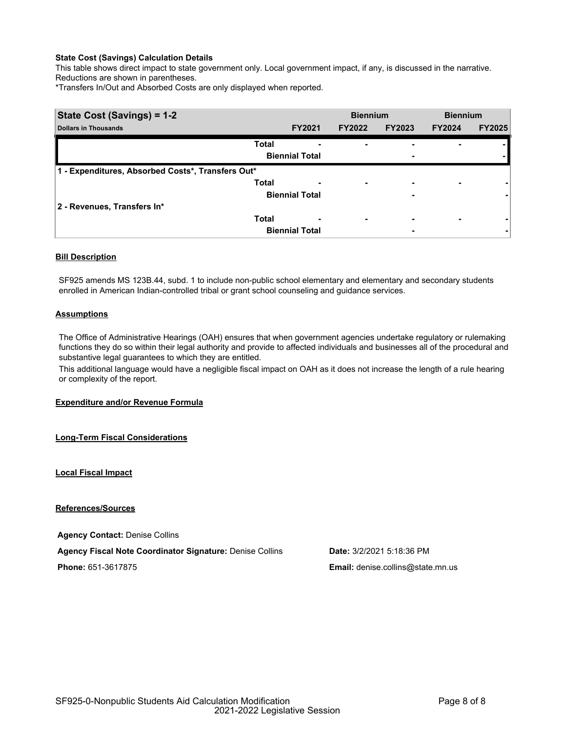**State Cost (Savings) Calculation Details**

This table shows direct impact to state government only. Local government impact, if any, is discussed in the narrative. Reductions are shown in parentheses.

*Transfers In/Out and Absorbed Costs are only displayed when reported.

| State Cost (Savings) = 1-2 | | | Biennium | | Biennium | |
|---|---|---|---|---|---|---|
| Dollars in Thousands | | FY2021 | FY2022 | FY2023 | FY2024 | FY2025 |
| | Total | - | - | - | - | - |
| | Biennial Total | | | - | | - |
| 1 - Expenditures, Absorbed Costs*, Transfers Out* | | | | | | |
| | Total | - | - | - | - | - |
| | Biennial Total | | | - | | - |
| 2 - Revenues, Transfers In* | | | | | | |
| | Total | - | - | - | - | - |
| | Biennial Total | | | - | | - |

**Bill Description**

SF925 amends MS 123B.44, subd. 1 to include non-public school elementary and elementary and secondary students enrolled in American Indian-controlled tribal or grant school counseling and guidance services.

**Assumptions**

The Office of Administrative Hearings (OAH) ensures that when government agencies undertake regulatory or rulemaking functions they do so within their legal authority and provide to affected individuals and businesses all of the procedural and substantive legal guarantees to which they are entitled.

This additional language would have a negligible fiscal impact on OAH as it does not increase the length of a rule hearing or complexity of the report.

**Expenditure and/or Revenue Formula**

**Long-Term Fiscal Considerations**

**Local Fiscal Impact**

**References/Sources**

**Agency Contact:** Denise Collins

**Agency Fiscal Note Coordinator Signature:** Denise Collins

**Date:** 3/2/2021 5:18:36 PM

**Phone:** 651-3617875

**Email:** denise.collins@state.mn.us